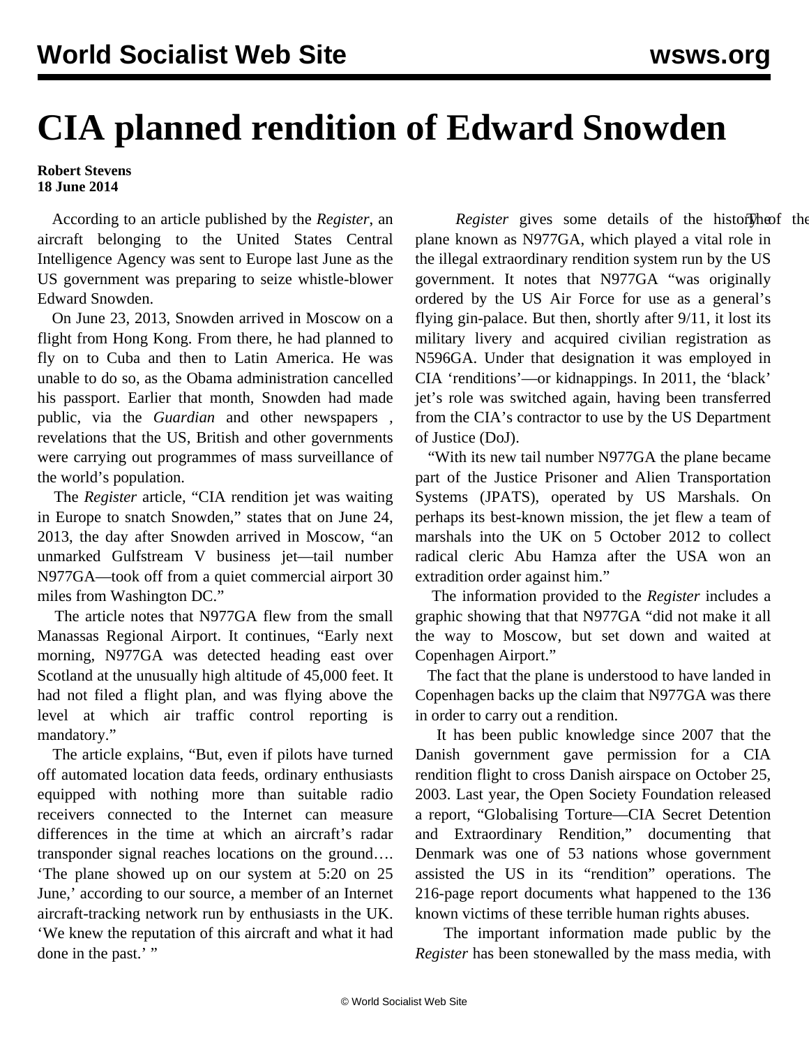# CIA planned rendition of Edward Snowden

**Robert Stevens**
**18 June 2014**

According to an article published by the *Register*, an aircraft belonging to the United States Central Intelligence Agency was sent to Europe last June as the US government was preparing to seize whistle-blower Edward Snowden.

On June 23, 2013, Snowden arrived in Moscow on a flight from Hong Kong. From there, he had planned to fly on to Cuba and then to Latin America. He was unable to do so, as the Obama administration cancelled his passport. Earlier that month, Snowden had made public, via the *Guardian* and other newspapers , revelations that the US, British and other governments were carrying out programmes of mass surveillance of the world's population.

The *Register* article, "CIA rendition jet was waiting in Europe to snatch Snowden," states that on June 24, 2013, the day after Snowden arrived in Moscow, "an unmarked Gulfstream V business jet—tail number N977GA—took off from a quiet commercial airport 30 miles from Washington DC."

The article notes that N977GA flew from the small Manassas Regional Airport. It continues, "Early next morning, N977GA was detected heading east over Scotland at the unusually high altitude of 45,000 feet. It had not filed a flight plan, and was flying above the level at which air traffic control reporting is mandatory."

The article explains, "But, even if pilots have turned off automated location data feeds, ordinary enthusiasts equipped with nothing more than suitable radio receivers connected to the Internet can measure differences in the time at which an aircraft's radar transponder signal reaches locations on the ground…. 'The plane showed up on our system at 5:20 on 25 June,' according to our source, a member of an Internet aircraft-tracking network run by enthusiasts in the UK. 'We knew the reputation of this aircraft and what it had done in the past.' "

The *Register* gives some details of the history of the plane known as N977GA, which played a vital role in the illegal extraordinary rendition system run by the US government. It notes that N977GA "was originally ordered by the US Air Force for use as a general's flying gin-palace. But then, shortly after 9/11, it lost its military livery and acquired civilian registration as N596GA. Under that designation it was employed in CIA 'renditions'—or kidnappings. In 2011, the 'black' jet's role was switched again, having been transferred from the CIA's contractor to use by the US Department of Justice (DoJ).

"With its new tail number N977GA the plane became part of the Justice Prisoner and Alien Transportation Systems (JPATS), operated by US Marshals. On perhaps its best-known mission, the jet flew a team of marshals into the UK on 5 October 2012 to collect radical cleric Abu Hamza after the USA won an extradition order against him."

The information provided to the *Register* includes a graphic showing that that N977GA "did not make it all the way to Moscow, but set down and waited at Copenhagen Airport."

The fact that the plane is understood to have landed in Copenhagen backs up the claim that N977GA was there in order to carry out a rendition.

It has been public knowledge since 2007 that the Danish government gave permission for a CIA rendition flight to cross Danish airspace on October 25, 2003. Last year, the Open Society Foundation released a report, "Globalising Torture—CIA Secret Detention and Extraordinary Rendition," documenting that Denmark was one of 53 nations whose government assisted the US in its "rendition" operations. The 216-page report documents what happened to the 136 known victims of these terrible human rights abuses.

The important information made public by the *Register* has been stonewalled by the mass media, with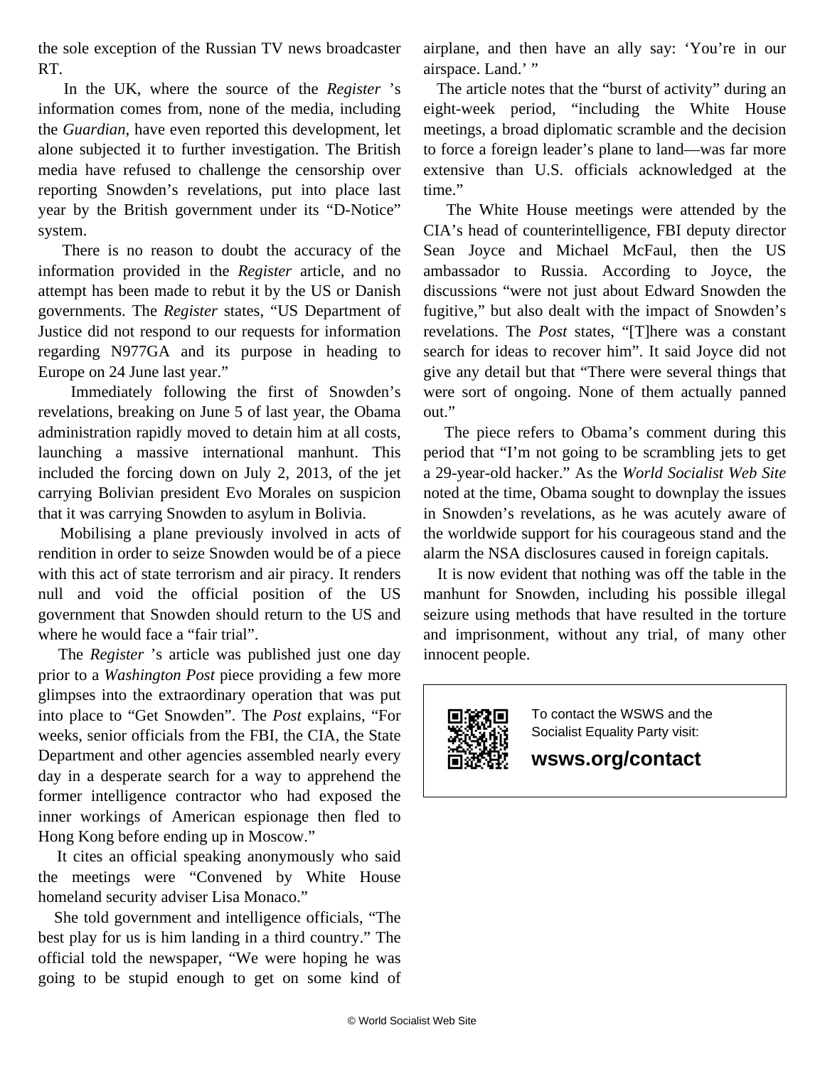the sole exception of the Russian TV news broadcaster RT.

In the UK, where the source of the *Register* 's information comes from, none of the media, including the *Guardian*, have even reported this development, let alone subjected it to further investigation. The British media have refused to challenge the censorship over reporting Snowden's revelations, put into place last year by the British government under its "D-Notice" system.

There is no reason to doubt the accuracy of the information provided in the *Register* article, and no attempt has been made to rebut it by the US or Danish governments. The *Register* states, "US Department of Justice did not respond to our requests for information regarding N977GA and its purpose in heading to Europe on 24 June last year."

Immediately following the first of Snowden's revelations, breaking on June 5 of last year, the Obama administration rapidly moved to detain him at all costs, launching a massive international manhunt. This included the forcing down on July 2, 2013, of the jet carrying Bolivian president Evo Morales on suspicion that it was carrying Snowden to asylum in Bolivia.

Mobilising a plane previously involved in acts of rendition in order to seize Snowden would be of a piece with this act of state terrorism and air piracy. It renders null and void the official position of the US government that Snowden should return to the US and where he would face a "fair trial".

The *Register* 's article was published just one day prior to a *Washington Post* piece providing a few more glimpses into the extraordinary operation that was put into place to "Get Snowden". The *Post* explains, "For weeks, senior officials from the FBI, the CIA, the State Department and other agencies assembled nearly every day in a desperate search for a way to apprehend the former intelligence contractor who had exposed the inner workings of American espionage then fled to Hong Kong before ending up in Moscow."

It cites an official speaking anonymously who said the meetings were "Convened by White House homeland security adviser Lisa Monaco."

She told government and intelligence officials, "The best play for us is him landing in a third country." The official told the newspaper, "We were hoping he was going to be stupid enough to get on some kind of airplane, and then have an ally say: 'You're in our airspace. Land.' "

The article notes that the "burst of activity" during an eight-week period, "including the White House meetings, a broad diplomatic scramble and the decision to force a foreign leader's plane to land—was far more extensive than U.S. officials acknowledged at the time."

The White House meetings were attended by the CIA's head of counterintelligence, FBI deputy director Sean Joyce and Michael McFaul, then the US ambassador to Russia. According to Joyce, the discussions "were not just about Edward Snowden the fugitive," but also dealt with the impact of Snowden's revelations. The *Post* states, "[T]here was a constant search for ideas to recover him". It said Joyce did not give any detail but that "There were several things that were sort of ongoing. None of them actually panned out."

The piece refers to Obama's comment during this period that "I'm not going to be scrambling jets to get a 29-year-old hacker." As the *World Socialist Web Site* noted at the time, Obama sought to downplay the issues in Snowden's revelations, as he was acutely aware of the worldwide support for his courageous stand and the alarm the NSA disclosures caused in foreign capitals.

It is now evident that nothing was off the table in the manhunt for Snowden, including his possible illegal seizure using methods that have resulted in the torture and imprisonment, without any trial, of many other innocent people.

To contact the WSWS and the Socialist Equality Party visit:

**wsws.org/contact**